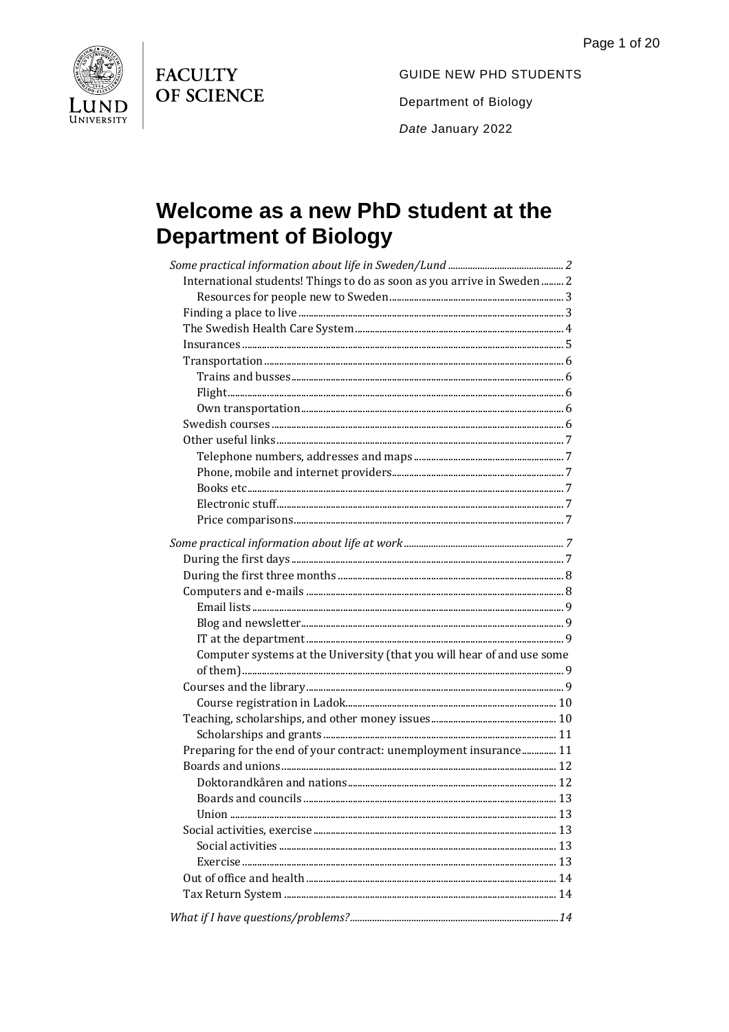FACULTY OF SCIENCE

LUND UNIVERSITY

GUIDE NEW PHD STUDENTS

Department of Biology

*Date* January 2022

# Welcome as a new PhD student at the Department of Biology

*Some practical information about life in Sweden/Lund* ........ 2

- International students! Things to do as soon as you arrive in Sweden ........ 2
  - Resources for people new to Sweden ........ 3
- Finding a place to live ........ 3
- The Swedish Health Care System ........ 4
- Insurances ........ 5
- Transportation ........ 6
  - Trains and busses ........ 6
  - Flight ........ 6
  - Own transportation ........ 6
- Swedish courses ........ 6
- Other useful links ........ 7
  - Telephone numbers, addresses and maps ........ 7
  - Phone, mobile and internet providers ........ 7
  - Books etc ........ 7
  - Electronic stuff ........ 7
  - Price comparisons ........ 7

*Some practical information about life at work* ........ 7

- During the first days ........ 7
- During the first three months ........ 8
- Computers and e-mails ........ 8
  - Email lists ........ 9
  - Blog and newsletter ........ 9
  - IT at the department ........ 9
  - Computer systems at the University (that you will hear of and use some of them) ........ 9
- Courses and the library ........ 9
  - Course registration in Ladok ........ 10
- Teaching, scholarships, and other money issues ........ 10
  - Scholarships and grants ........ 11
- Preparing for the end of your contract: unemployment insurance ........ 11
- Boards and unions ........ 12
  - Doktorandkåren and nations ........ 12
  - Boards and councils ........ 13
  - Union ........ 13
- Social activities, exercise ........ 13
  - Social activities ........ 13
  - Exercise ........ 13
- Out of office and health ........ 14
- Tax Return System ........ 14

*What if I have questions/problems?* ........ 14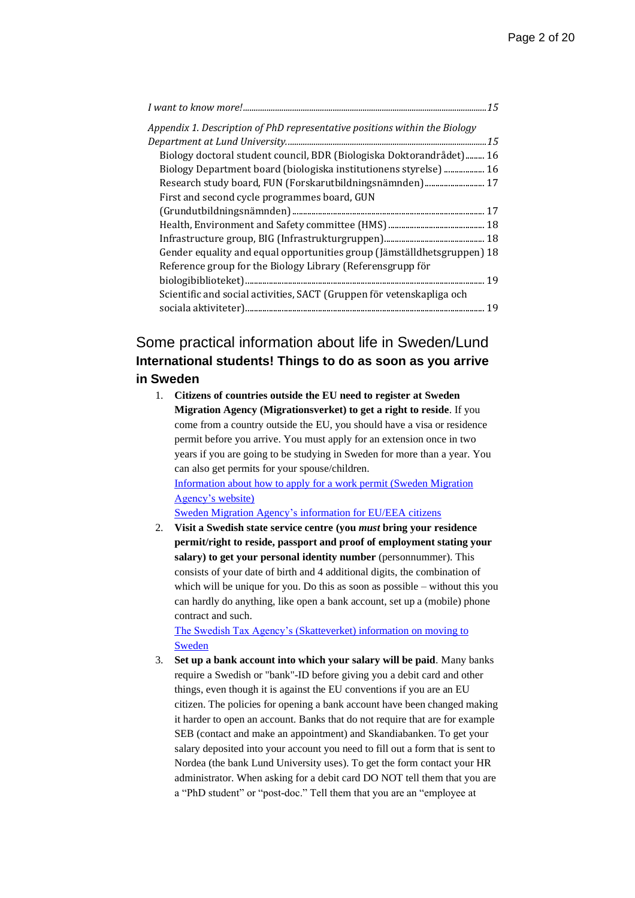*I want to know more!* ........................................................................ *15*

*Appendix 1. Description of PhD representative positions within the Biology Department at Lund University.* ........................................................................ *15*

Biology doctoral student council, BDR (Biologiska Doktorandrådet) ......... 16

Biology Department board (biologiska institutionens styrelse) .................. 16

Research study board, FUN (Forskarutbildningsnämnden) ........................... 17

First and second cycle programmes board, GUN (Grundutbildningsnämnden) ........................................................................ 17

Health, Environment and Safety committee (HMS) ........................................ 18

Infrastructure group, BIG (Infrastrukturgruppen) ......................................... 18

Gender equality and equal opportunities group (Jämställdhetsgruppen) 18

Reference group for the Biology Library (Referensgrupp för biologibiblioteket) ........................................................................ 19

Scientific and social activities, SACT (Gruppen för vetenskapliga och sociala aktiviteter) ........................................................................ 19

# Some practical information about life in Sweden/Lund

## International students! Things to do as soon as you arrive in Sweden

1. **Citizens of countries outside the EU need to register at Sweden Migration Agency (Migrationsverket) to get a right to reside**. If you come from a country outside the EU, you should have a visa or residence permit before you arrive. You must apply for an extension once in two years if you are going to be studying in Sweden for more than a year. You can also get permits for your spouse/children.
   [Information about how to apply for a work permit (Sweden Migration Agency's website)]()
   [Sweden Migration Agency's information for EU/EEA citizens]()
2. **Visit a Swedish state service centre (you *must* bring your residence permit/right to reside, passport and proof of employment stating your salary) to get your personal identity number** (personnummer). This consists of your date of birth and 4 additional digits, the combination of which will be unique for you. Do this as soon as possible – without this you can hardly do anything, like open a bank account, set up a (mobile) phone contract and such.
   [The Swedish Tax Agency's (Skatteverket) information on moving to Sweden]()
3. **Set up a bank account into which your salary will be paid**. Many banks require a Swedish or "bank"-ID before giving you a debit card and other things, even though it is against the EU conventions if you are an EU citizen. The policies for opening a bank account have been changed making it harder to open an account. Banks that do not require that are for example SEB (contact and make an appointment) and Skandiabanken. To get your salary deposited into your account you need to fill out a form that is sent to Nordea (the bank Lund University uses). To get the form contact your HR administrator. When asking for a debit card DO NOT tell them that you are a "PhD student" or "post-doc." Tell them that you are an "employee at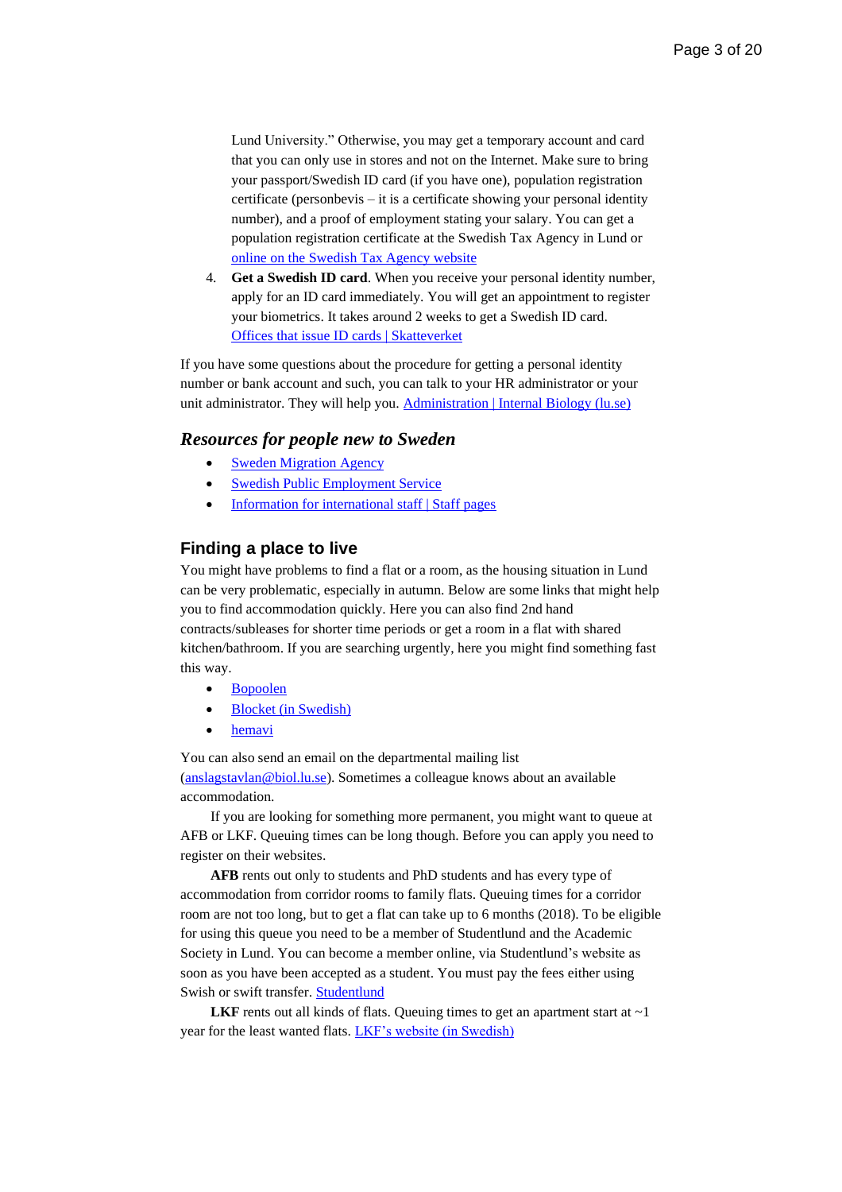Lund University." Otherwise, you may get a temporary account and card that you can only use in stores and not on the Internet. Make sure to bring your passport/Swedish ID card (if you have one), population registration certificate (personbevis – it is a certificate showing your personal identity number), and a proof of employment stating your salary. You can get a population registration certificate at the Swedish Tax Agency in Lund or online on the Swedish Tax Agency website

4. **Get a Swedish ID card**. When you receive your personal identity number, apply for an ID card immediately. You will get an appointment to register your biometrics. It takes around 2 weeks to get a Swedish ID card. Offices that issue ID cards | Skatteverket

If you have some questions about the procedure for getting a personal identity number or bank account and such, you can talk to your HR administrator or your unit administrator. They will help you. Administration | Internal Biology (lu.se)

## *Resources for people new to Sweden*

- Sweden Migration Agency
- Swedish Public Employment Service
- Information for international staff | Staff pages

## Finding a place to live

You might have problems to find a flat or a room, as the housing situation in Lund can be very problematic, especially in autumn. Below are some links that might help you to find accommodation quickly. Here you can also find 2nd hand contracts/subleases for shorter time periods or get a room in a flat with shared kitchen/bathroom. If you are searching urgently, here you might find something fast this way.

- Bopoolen
- Blocket (in Swedish)
- hemavi

You can also send an email on the departmental mailing list (anslagstavlan@biol.lu.se). Sometimes a colleague knows about an available accommodation.

If you are looking for something more permanent, you might want to queue at AFB or LKF. Queuing times can be long though. Before you can apply you need to register on their websites.

**AFB** rents out only to students and PhD students and has every type of accommodation from corridor rooms to family flats. Queuing times for a corridor room are not too long, but to get a flat can take up to 6 months (2018). To be eligible for using this queue you need to be a member of Studentlund and the Academic Society in Lund. You can become a member online, via Studentlund's website as soon as you have been accepted as a student. You must pay the fees either using Swish or swift transfer. Studentlund

**LKF** rents out all kinds of flats. Queuing times to get an apartment start at ~1 year for the least wanted flats. LKF's website (in Swedish)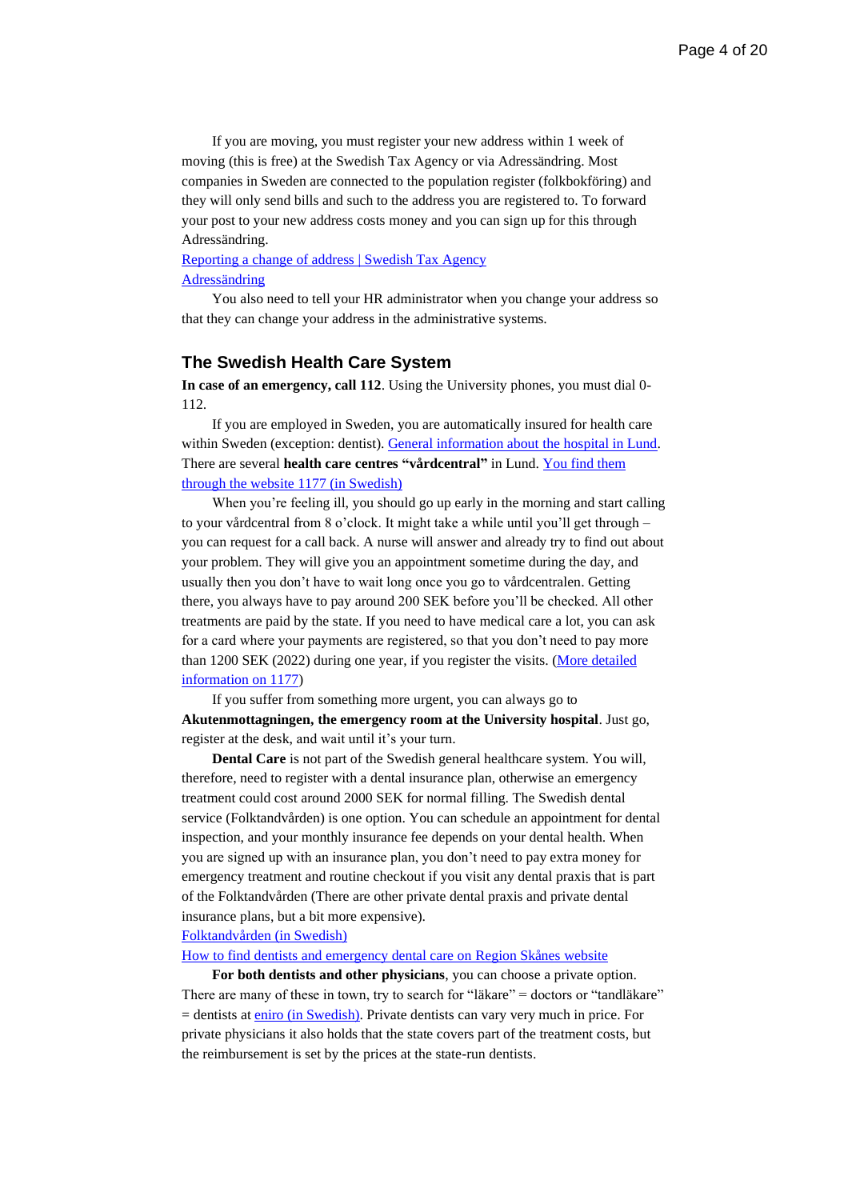If you are moving, you must register your new address within 1 week of moving (this is free) at the Swedish Tax Agency or via Adressändring. Most companies in Sweden are connected to the population register (folkbokföring) and they will only send bills and such to the address you are registered to. To forward your post to your new address costs money and you can sign up for this through Adressändring.

[Reporting a change of address | Swedish Tax Agency]()
[Adressändring]()

You also need to tell your HR administrator when you change your address so that they can change your address in the administrative systems.

## The Swedish Health Care System

**In case of an emergency, call 112**. Using the University phones, you must dial 0-112.

If you are employed in Sweden, you are automatically insured for health care within Sweden (exception: dentist). [General information about the hospital in Lund](). There are several **health care centres "vårdcentral"** in Lund. [You find them through the website 1177 (in Swedish)]()

When you're feeling ill, you should go up early in the morning and start calling to your vårdcentral from 8 o'clock. It might take a while until you'll get through – you can request for a call back. A nurse will answer and already try to find out about your problem. They will give you an appointment sometime during the day, and usually then you don't have to wait long once you go to vårdcentralen. Getting there, you always have to pay around 200 SEK before you'll be checked. All other treatments are paid by the state. If you need to have medical care a lot, you can ask for a card where your payments are registered, so that you don't need to pay more than 1200 SEK (2022) during one year, if you register the visits. ([More detailed information on 1177]())

If you suffer from something more urgent, you can always go to **Akutenmottagningen, the emergency room at the University hospital**. Just go, register at the desk, and wait until it's your turn.

**Dental Care** is not part of the Swedish general healthcare system. You will, therefore, need to register with a dental insurance plan, otherwise an emergency treatment could cost around 2000 SEK for normal filling. The Swedish dental service (Folktandvården) is one option. You can schedule an appointment for dental inspection, and your monthly insurance fee depends on your dental health. When you are signed up with an insurance plan, you don't need to pay extra money for emergency treatment and routine checkout if you visit any dental praxis that is part of the Folktandvården (There are other private dental praxis and private dental insurance plans, but a bit more expensive).

[Folktandvården (in Swedish)]()
[How to find dentists and emergency dental care on Region Skånes website]()

**For both dentists and other physicians**, you can choose a private option. There are many of these in town, try to search for "läkare" = doctors or "tandläkare" = dentists at [eniro (in Swedish)](). Private dentists can vary very much in price. For private physicians it also holds that the state covers part of the treatment costs, but the reimbursement is set by the prices at the state-run dentists.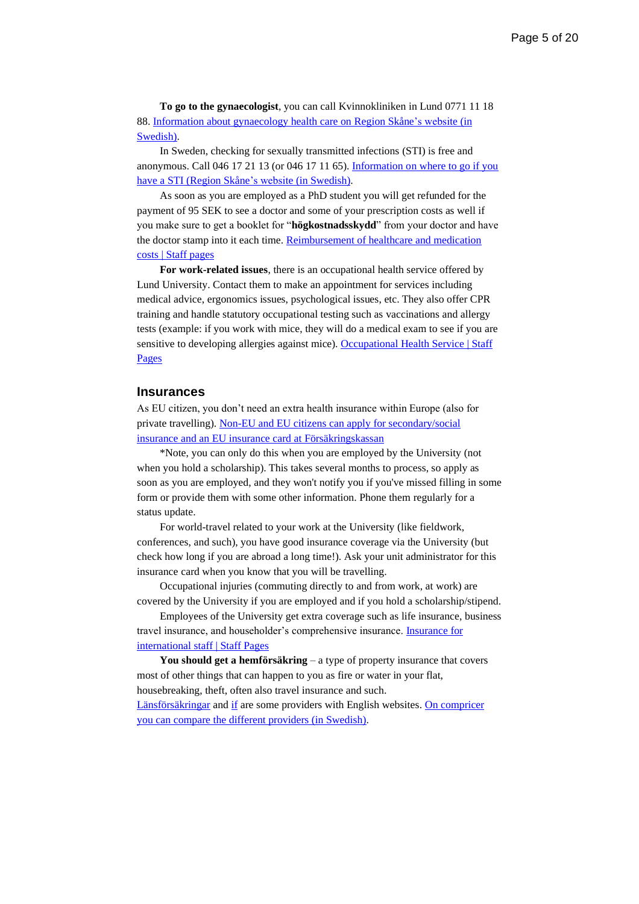**To go to the gynaecologist**, you can call Kvinnokliniken in Lund 0771 11 18 88. [Information about gynaecology health care on Region Skåne's website (in Swedish)](#).

In Sweden, checking for sexually transmitted infections (STI) is free and anonymous. Call 046 17 21 13 (or 046 17 11 65). [Information on where to go if you have a STI (Region Skåne's website (in Swedish)](#).

As soon as you are employed as a PhD student you will get refunded for the payment of 95 SEK to see a doctor and some of your prescription costs as well if you make sure to get a booklet for "**högkostnadsskydd**" from your doctor and have the doctor stamp into it each time. [Reimbursement of healthcare and medication costs | Staff pages](#)

**For work-related issues**, there is an occupational health service offered by Lund University. Contact them to make an appointment for services including medical advice, ergonomics issues, psychological issues, etc. They also offer CPR training and handle statutory occupational testing such as vaccinations and allergy tests (example: if you work with mice, they will do a medical exam to see if you are sensitive to developing allergies against mice). [Occupational Health Service | Staff Pages](#)

## Insurances

As EU citizen, you don't need an extra health insurance within Europe (also for private travelling). [Non-EU and EU citizens can apply for secondary/social insurance and an EU insurance card at Försäkringskassan](#)

*Note, you can only do this when you are employed by the University (not when you hold a scholarship). This takes several months to process, so apply as soon as you are employed, and they won't notify you if you've missed filling in some form or provide them with some other information. Phone them regularly for a status update.

For world-travel related to your work at the University (like fieldwork, conferences, and such), you have good insurance coverage via the University (but check how long if you are abroad a long time!). Ask your unit administrator for this insurance card when you know that you will be travelling.

Occupational injuries (commuting directly to and from work, at work) are covered by the University if you are employed and if you hold a scholarship/stipend.

Employees of the University get extra coverage such as life insurance, business travel insurance, and householder's comprehensive insurance. [Insurance for international staff | Staff Pages](#)

**You should get a hemförsäkring** – a type of property insurance that covers most of other things that can happen to you as fire or water in your flat, housebreaking, theft, often also travel insurance and such. [Länsförsäkringar](#) and [if](#) are some providers with English websites. [On compricer you can compare the different providers (in Swedish)](#).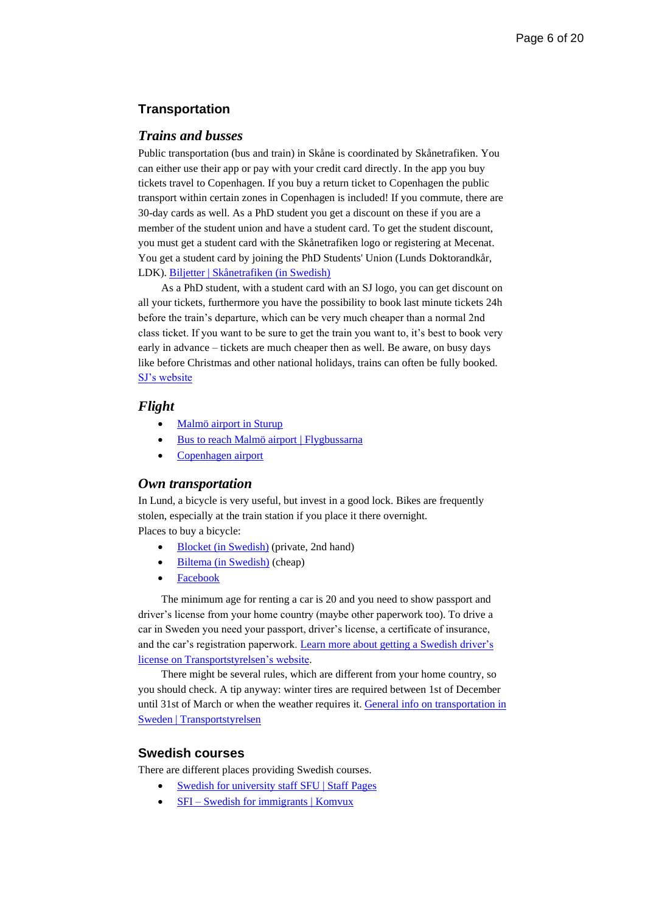## Transportation

### *Trains and busses*

Public transportation (bus and train) in Skåne is coordinated by Skånetrafiken. You can either use their app or pay with your credit card directly. In the app you buy tickets travel to Copenhagen. If you buy a return ticket to Copenhagen the public transport within certain zones in Copenhagen is included! If you commute, there are 30-day cards as well. As a PhD student you get a discount on these if you are a member of the student union and have a student card. To get the student discount, you must get a student card with the Skånetrafiken logo or registering at Mecenat. You get a student card by joining the PhD Students' Union (Lunds Doktorandkår, LDK). Biljetter | Skånetrafiken (in Swedish)

As a PhD student, with a student card with an SJ logo, you can get discount on all your tickets, furthermore you have the possibility to book last minute tickets 24h before the train's departure, which can be very much cheaper than a normal 2nd class ticket. If you want to be sure to get the train you want to, it's best to book very early in advance – tickets are much cheaper then as well. Be aware, on busy days like before Christmas and other national holidays, trains can often be fully booked. SJ's website

### *Flight*

- Malmö airport in Sturup
- Bus to reach Malmö airport | Flygbussarna
- Copenhagen airport

### *Own transportation*

In Lund, a bicycle is very useful, but invest in a good lock. Bikes are frequently stolen, especially at the train station if you place it there overnight.
Places to buy a bicycle:

- Blocket (in Swedish) (private, 2nd hand)
- Biltema (in Swedish) (cheap)
- Facebook

The minimum age for renting a car is 20 and you need to show passport and driver's license from your home country (maybe other paperwork too). To drive a car in Sweden you need your passport, driver's license, a certificate of insurance, and the car's registration paperwork. Learn more about getting a Swedish driver's license on Transportstyrelsen's website.

There might be several rules, which are different from your home country, so you should check. A tip anyway: winter tires are required between 1st of December until 31st of March or when the weather requires it. General info on transportation in Sweden | Transportstyrelsen

## Swedish courses

There are different places providing Swedish courses.

- Swedish for university staff SFU | Staff Pages
- SFI – Swedish for immigrants | Komvux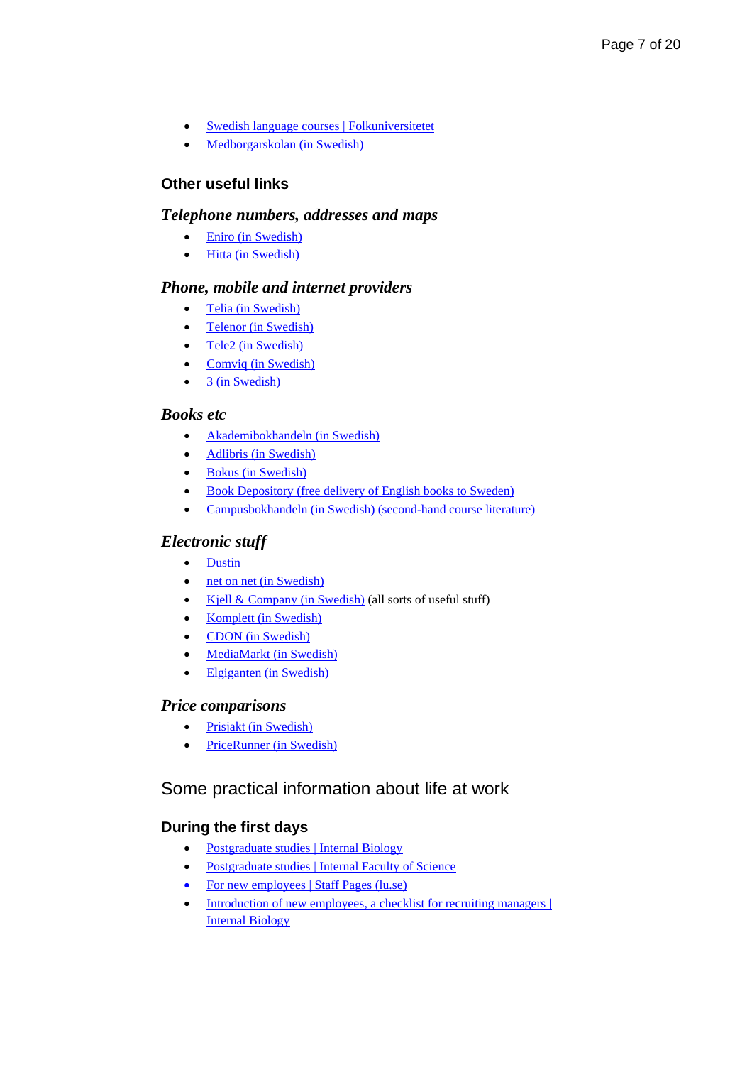- Swedish language courses | Folkuniversitetet
- Medborgarskolan (in Swedish)

### Other useful links

#### *Telephone numbers, addresses and maps*

- Eniro (in Swedish)
- Hitta (in Swedish)

#### *Phone, mobile and internet providers*

- Telia (in Swedish)
- Telenor (in Swedish)
- Tele2 (in Swedish)
- Comviq (in Swedish)
- 3 (in Swedish)

#### *Books etc*

- Akademibokhandeln (in Swedish)
- Adlibris (in Swedish)
- Bokus (in Swedish)
- Book Depository (free delivery of English books to Sweden)
- Campusbokhandeln (in Swedish) (second-hand course literature)

#### *Electronic stuff*

- Dustin
- net on net (in Swedish)
- Kjell & Company (in Swedish) (all sorts of useful stuff)
- Komplett (in Swedish)
- CDON (in Swedish)
- MediaMarkt (in Swedish)
- Elgiganten (in Swedish)

#### *Price comparisons*

- Prisjakt (in Swedish)
- PriceRunner (in Swedish)

## Some practical information about life at work

### During the first days

- Postgraduate studies | Internal Biology
- Postgraduate studies | Internal Faculty of Science
- For new employees | Staff Pages (lu.se)
- Introduction of new employees, a checklist for recruiting managers | Internal Biology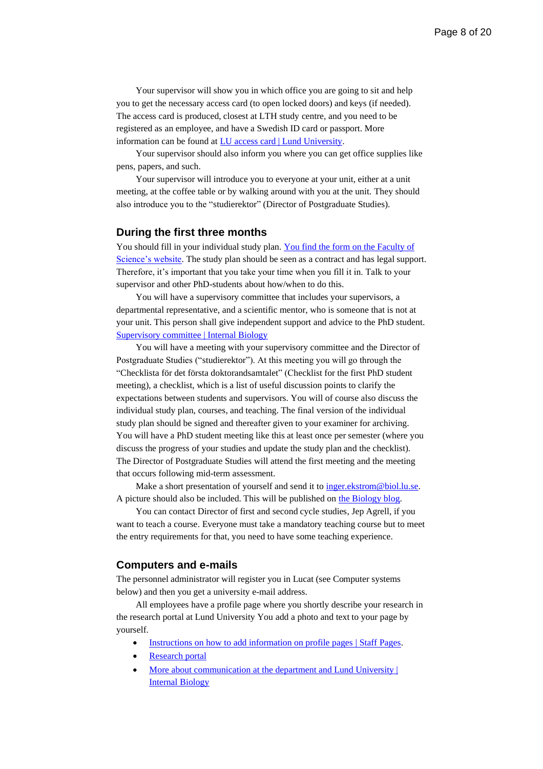Your supervisor will show you in which office you are going to sit and help you to get the necessary access card (to open locked doors) and keys (if needed). The access card is produced, closest at LTH study centre, and you need to be registered as an employee, and have a Swedish ID card or passport. More information can be found at LU access card | Lund University.

Your supervisor should also inform you where you can get office supplies like pens, papers, and such.

Your supervisor will introduce you to everyone at your unit, either at a unit meeting, at the coffee table or by walking around with you at the unit. They should also introduce you to the "studierektor" (Director of Postgraduate Studies).

## During the first three months

You should fill in your individual study plan. You find the form on the Faculty of Science's website. The study plan should be seen as a contract and has legal support. Therefore, it's important that you take your time when you fill it in. Talk to your supervisor and other PhD-students about how/when to do this.

You will have a supervisory committee that includes your supervisors, a departmental representative, and a scientific mentor, who is someone that is not at your unit. This person shall give independent support and advice to the PhD student. Supervisory committee | Internal Biology

You will have a meeting with your supervisory committee and the Director of Postgraduate Studies ("studierektor"). At this meeting you will go through the "Checklista för det första doktorandsamtalet" (Checklist for the first PhD student meeting), a checklist, which is a list of useful discussion points to clarify the expectations between students and supervisors. You will of course also discuss the individual study plan, courses, and teaching. The final version of the individual study plan should be signed and thereafter given to your examiner for archiving. You will have a PhD student meeting like this at least once per semester (where you discuss the progress of your studies and update the study plan and the checklist). The Director of Postgraduate Studies will attend the first meeting and the meeting that occurs following mid-term assessment.

Make a short presentation of yourself and send it to inger.ekstrom@biol.lu.se. A picture should also be included. This will be published on the Biology blog.

You can contact Director of first and second cycle studies, Jep Agrell, if you want to teach a course. Everyone must take a mandatory teaching course but to meet the entry requirements for that, you need to have some teaching experience.

## Computers and e-mails

The personnel administrator will register you in Lucat (see Computer systems below) and then you get a university e-mail address.

All employees have a profile page where you shortly describe your research in the research portal at Lund University You add a photo and text to your page by yourself.

- Instructions on how to add information on profile pages | Staff Pages.
- Research portal
- More about communication at the department and Lund University | Internal Biology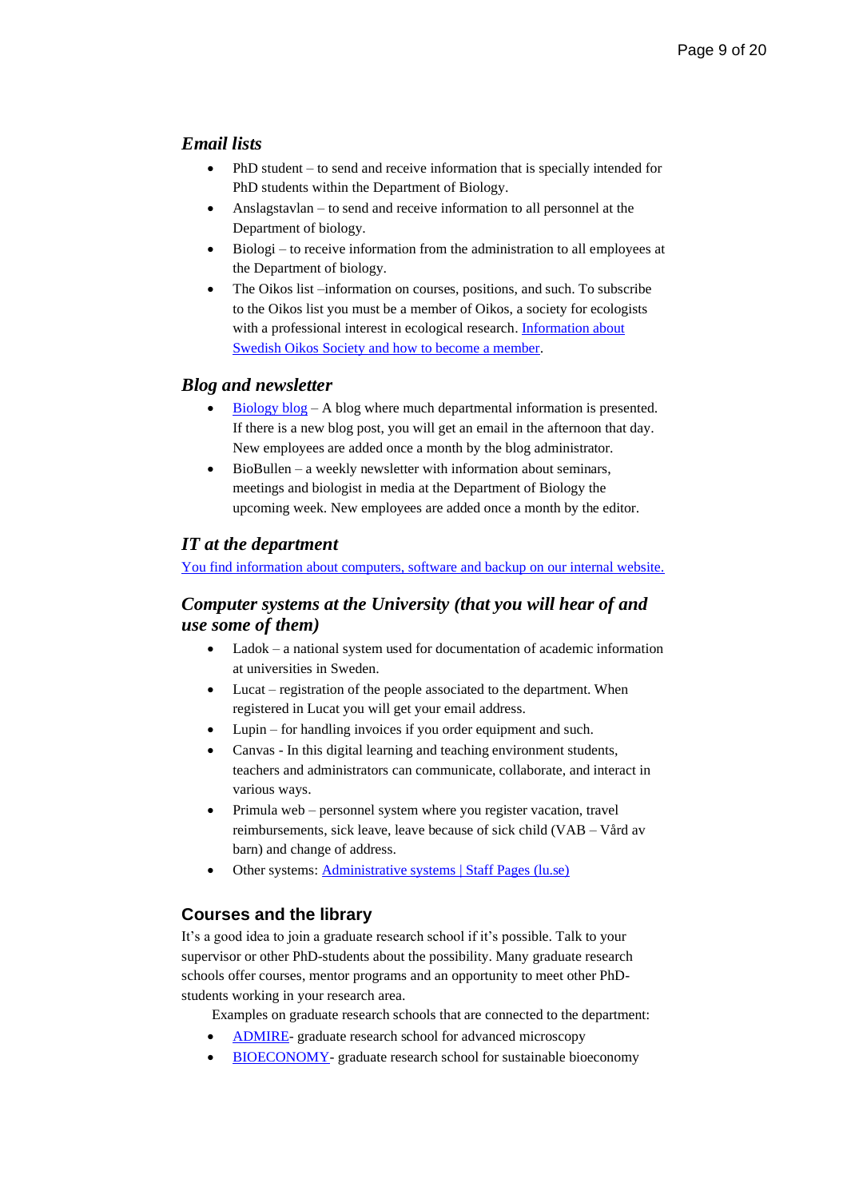### *Email lists*

- PhD student – to send and receive information that is specially intended for PhD students within the Department of Biology.
- Anslagstavlan – to send and receive information to all personnel at the Department of biology.
- Biologi – to receive information from the administration to all employees at the Department of biology.
- The Oikos list –information on courses, positions, and such. To subscribe to the Oikos list you must be a member of Oikos, a society for ecologists with a professional interest in ecological research. Information about Swedish Oikos Society and how to become a member.

### *Blog and newsletter*

- Biology blog – A blog where much departmental information is presented. If there is a new blog post, you will get an email in the afternoon that day. New employees are added once a month by the blog administrator.
- BioBullen – a weekly newsletter with information about seminars, meetings and biologist in media at the Department of Biology the upcoming week. New employees are added once a month by the editor.

### *IT at the department*

You find information about computers, software and backup on our internal website.

### *Computer systems at the University (that you will hear of and use some of them)*

- Ladok – a national system used for documentation of academic information at universities in Sweden.
- Lucat – registration of the people associated to the department. When registered in Lucat you will get your email address.
- Lupin – for handling invoices if you order equipment and such.
- Canvas - In this digital learning and teaching environment students, teachers and administrators can communicate, collaborate, and interact in various ways.
- Primula web – personnel system where you register vacation, travel reimbursements, sick leave, leave because of sick child (VAB – Vård av barn) and change of address.
- Other systems: Administrative systems | Staff Pages (lu.se)

### Courses and the library

It's a good idea to join a graduate research school if it's possible. Talk to your supervisor or other PhD-students about the possibility. Many graduate research schools offer courses, mentor programs and an opportunity to meet other PhD-students working in your research area.

Examples on graduate research schools that are connected to the department:

- ADMIRE- graduate research school for advanced microscopy
- BIOECONOMY- graduate research school for sustainable bioeconomy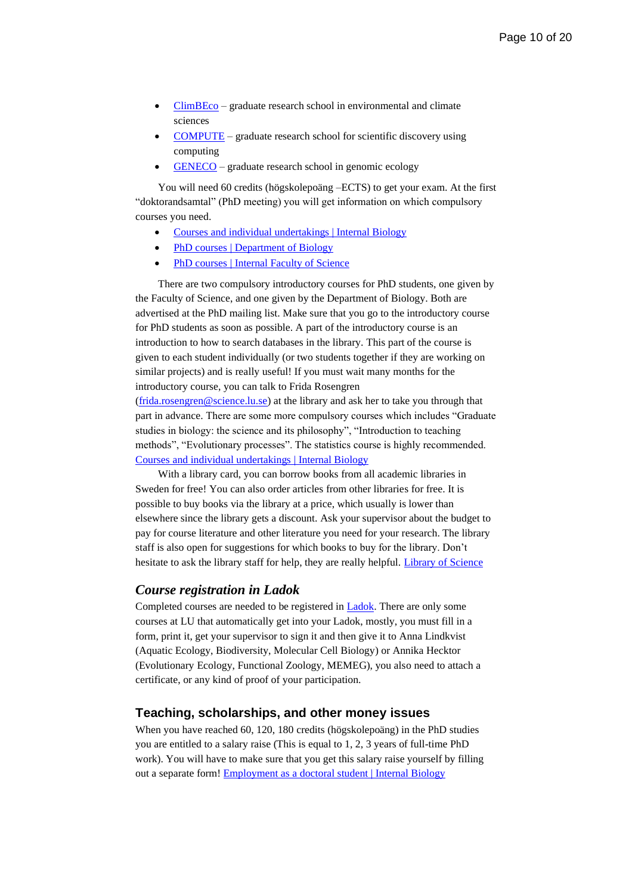- ClimBEco – graduate research school in environmental and climate sciences
- COMPUTE – graduate research school for scientific discovery using computing
- GENECO – graduate research school in genomic ecology

You will need 60 credits (högskolepoäng –ECTS) to get your exam. At the first "doktorandsamtal" (PhD meeting) you will get information on which compulsory courses you need.

- Courses and individual undertakings | Internal Biology
- PhD courses | Department of Biology
- PhD courses | Internal Faculty of Science

There are two compulsory introductory courses for PhD students, one given by the Faculty of Science, and one given by the Department of Biology. Both are advertised at the PhD mailing list. Make sure that you go to the introductory course for PhD students as soon as possible. A part of the introductory course is an introduction to how to search databases in the library. This part of the course is given to each student individually (or two students together if they are working on similar projects) and is really useful! If you must wait many months for the introductory course, you can talk to Frida Rosengren (frida.rosengren@science.lu.se) at the library and ask her to take you through that part in advance. There are some more compulsory courses which includes "Graduate studies in biology: the science and its philosophy", "Introduction to teaching methods", "Evolutionary processes". The statistics course is highly recommended. Courses and individual undertakings | Internal Biology

With a library card, you can borrow books from all academic libraries in Sweden for free! You can also order articles from other libraries for free. It is possible to buy books via the library at a price, which usually is lower than elsewhere since the library gets a discount. Ask your supervisor about the budget to pay for course literature and other literature you need for your research. The library staff is also open for suggestions for which books to buy for the library. Don't hesitate to ask the library staff for help, they are really helpful. Library of Science

### *Course registration in Ladok*

Completed courses are needed to be registered in Ladok. There are only some courses at LU that automatically get into your Ladok, mostly, you must fill in a form, print it, get your supervisor to sign it and then give it to Anna Lindkvist (Aquatic Ecology, Biodiversity, Molecular Cell Biology) or Annika Hecktor (Evolutionary Ecology, Functional Zoology, MEMEG), you also need to attach a certificate, or any kind of proof of your participation.

## Teaching, scholarships, and other money issues

When you have reached 60, 120, 180 credits (högskolepoäng) in the PhD studies you are entitled to a salary raise (This is equal to 1, 2, 3 years of full-time PhD work). You will have to make sure that you get this salary raise yourself by filling out a separate form! Employment as a doctoral student | Internal Biology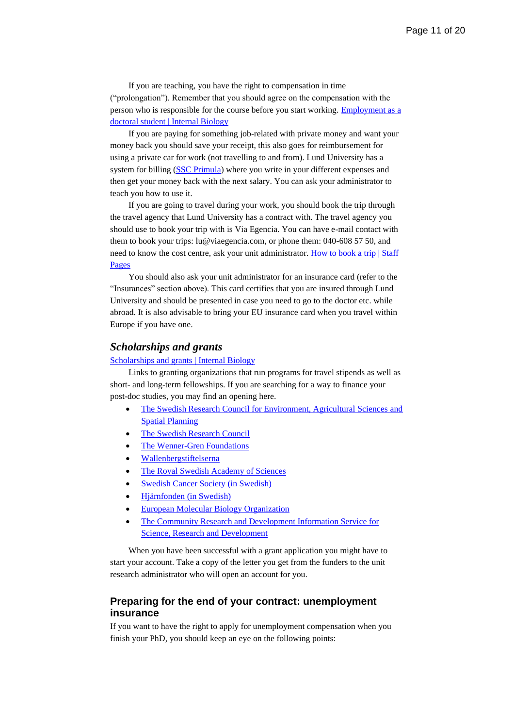If you are teaching, you have the right to compensation in time ("prolongation"). Remember that you should agree on the compensation with the person who is responsible for the course before you start working. Employment as a doctoral student | Internal Biology

If you are paying for something job-related with private money and want your money back you should save your receipt, this also goes for reimbursement for using a private car for work (not travelling to and from). Lund University has a system for billing (SSC Primula) where you write in your different expenses and then get your money back with the next salary. You can ask your administrator to teach you how to use it.

If you are going to travel during your work, you should book the trip through the travel agency that Lund University has a contract with. The travel agency you should use to book your trip with is Via Egencia. You can have e-mail contact with them to book your trips: lu@viaegencia.com, or phone them: 040-608 57 50, and need to know the cost centre, ask your unit administrator. How to book a trip | Staff Pages

You should also ask your unit administrator for an insurance card (refer to the "Insurances" section above). This card certifies that you are insured through Lund University and should be presented in case you need to go to the doctor etc. while abroad. It is also advisable to bring your EU insurance card when you travel within Europe if you have one.

## *Scholarships and grants*

Scholarships and grants | Internal Biology

Links to granting organizations that run programs for travel stipends as well as short- and long-term fellowships. If you are searching for a way to finance your post-doc studies, you may find an opening here.

- The Swedish Research Council for Environment, Agricultural Sciences and Spatial Planning
- The Swedish Research Council
- The Wenner-Gren Foundations
- Wallenbergstiftelserna
- The Royal Swedish Academy of Sciences
- Swedish Cancer Society (in Swedish)
- Hjärnfonden (in Swedish)
- European Molecular Biology Organization
- The Community Research and Development Information Service for Science, Research and Development

When you have been successful with a grant application you might have to start your account. Take a copy of the letter you get from the funders to the unit research administrator who will open an account for you.

## Preparing for the end of your contract: unemployment insurance

If you want to have the right to apply for unemployment compensation when you finish your PhD, you should keep an eye on the following points: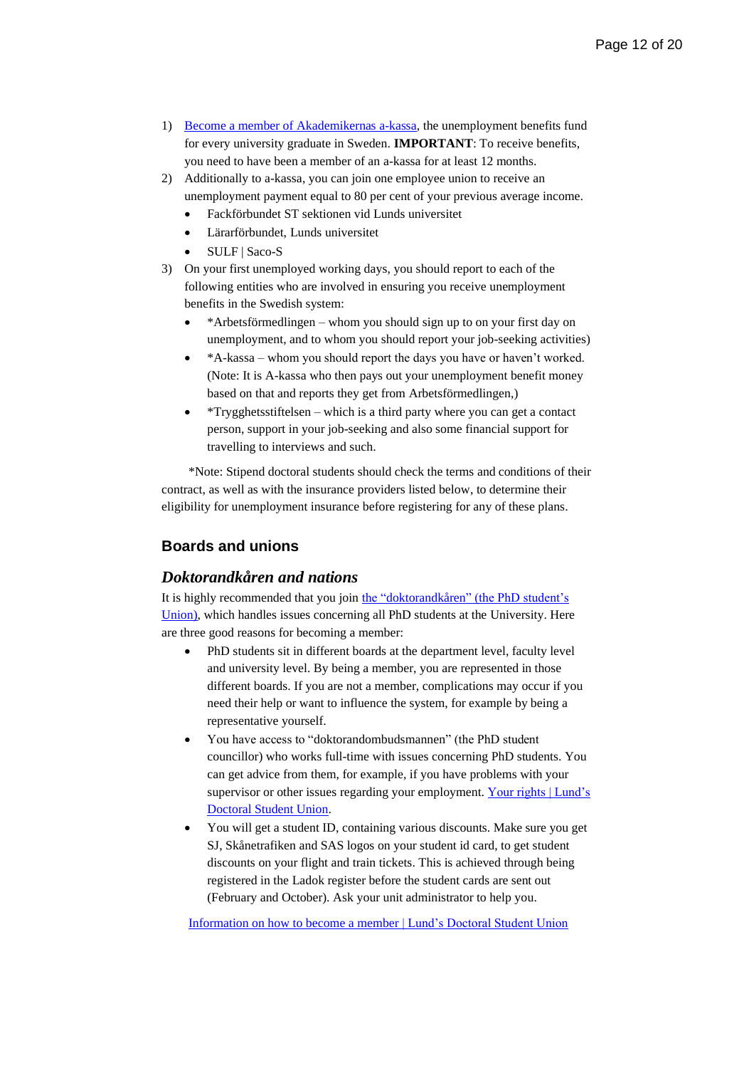1) [Become a member of Akademikernas a-kassa](), the unemployment benefits fund for every university graduate in Sweden. **IMPORTANT**: To receive benefits, you need to have been a member of an a-kassa for at least 12 months.
2) Additionally to a-kassa, you can join one employee union to receive an unemployment payment equal to 80 per cent of your previous average income.
   - Fackförbundet ST sektionen vid Lunds universitet
   - Lärarförbundet, Lunds universitet
   - SULF | Saco-S
3) On your first unemployed working days, you should report to each of the following entities who are involved in ensuring you receive unemployment benefits in the Swedish system:
   - *Arbetsförmedlingen – whom you should sign up to on your first day on unemployment, and to whom you should report your job-seeking activities)
   - *A-kassa – whom you should report the days you have or haven't worked. (Note: It is A-kassa who then pays out your unemployment benefit money based on that and reports they get from Arbetsförmedlingen,)
   - *Trygghetsstiftelsen – which is a third party where you can get a contact person, support in your job-seeking and also some financial support for travelling to interviews and such.

*Note: Stipend doctoral students should check the terms and conditions of their contract, as well as with the insurance providers listed below, to determine their eligibility for unemployment insurance before registering for any of these plans.

## Boards and unions

### *Doktorandkåren and nations*

It is highly recommended that you join [the "doktorandkåren" (the PhD student's Union)](), which handles issues concerning all PhD students at the University. Here are three good reasons for becoming a member:

- PhD students sit in different boards at the department level, faculty level and university level. By being a member, you are represented in those different boards. If you are not a member, complications may occur if you need their help or want to influence the system, for example by being a representative yourself.
- You have access to "doktorandombudsmannen" (the PhD student councillor) who works full-time with issues concerning PhD students. You can get advice from them, for example, if you have problems with your supervisor or other issues regarding your employment. [Your rights | Lund's Doctoral Student Union]().
- You will get a student ID, containing various discounts. Make sure you get SJ, Skånetrafiken and SAS logos on your student id card, to get student discounts on your flight and train tickets. This is achieved through being registered in the Ladok register before the student cards are sent out (February and October). Ask your unit administrator to help you.

[Information on how to become a member | Lund's Doctoral Student Union]()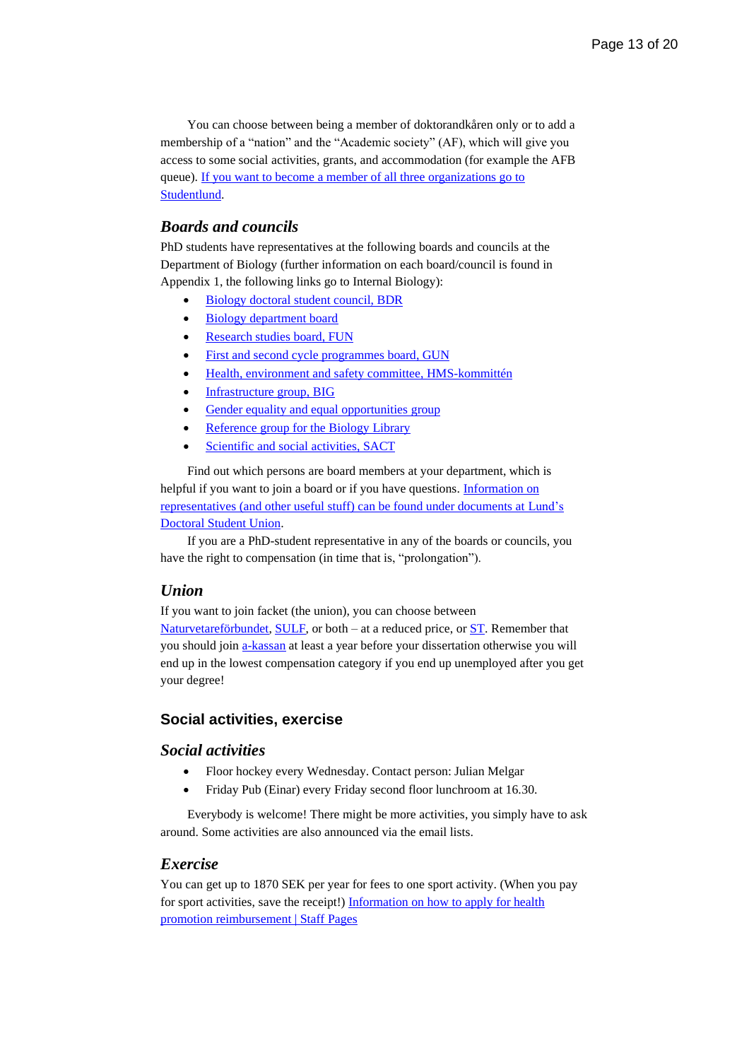You can choose between being a member of doktorandkåren only or to add a membership of a "nation" and the "Academic society" (AF), which will give you access to some social activities, grants, and accommodation (for example the AFB queue). [If you want to become a member of all three organizations go to Studentlund](#).

### *Boards and councils*

PhD students have representatives at the following boards and councils at the Department of Biology (further information on each board/council is found in Appendix 1, the following links go to Internal Biology):

- [Biology doctoral student council, BDR](#)
- [Biology department board](#)
- [Research studies board, FUN](#)
- [First and second cycle programmes board, GUN](#)
- [Health, environment and safety committee, HMS-kommittén](#)
- [Infrastructure group, BIG](#)
- [Gender equality and equal opportunities group](#)
- [Reference group for the Biology Library](#)
- [Scientific and social activities, SACT](#)

Find out which persons are board members at your department, which is helpful if you want to join a board or if you have questions. [Information on representatives (and other useful stuff) can be found under documents at Lund's Doctoral Student Union](#).

If you are a PhD-student representative in any of the boards or councils, you have the right to compensation (in time that is, "prolongation").

### *Union*

If you want to join facket (the union), you can choose between [Naturvetareförbundet](#), [SULF](#), or both – at a reduced price, or [ST](#). Remember that you should join [a-kassan](#) at least a year before your dissertation otherwise you will end up in the lowest compensation category if you end up unemployed after you get your degree!

## Social activities, exercise

### *Social activities*

- Floor hockey every Wednesday. Contact person: Julian Melgar
- Friday Pub (Einar) every Friday second floor lunchroom at 16.30.

Everybody is welcome! There might be more activities, you simply have to ask around. Some activities are also announced via the email lists.

### *Exercise*

You can get up to 1870 SEK per year for fees to one sport activity. (When you pay for sport activities, save the receipt!) [Information on how to apply for health promotion reimbursement | Staff Pages](#)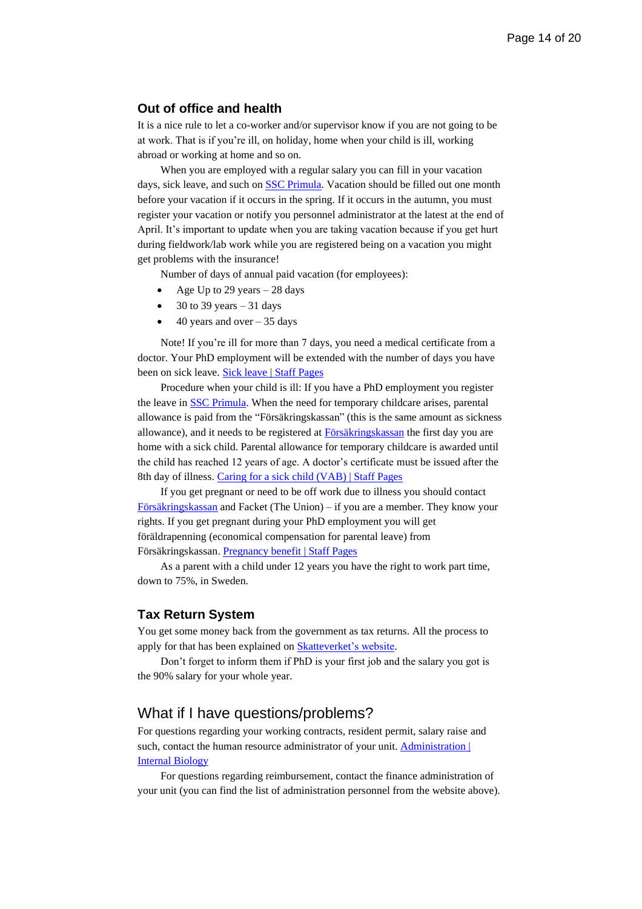## Out of office and health

It is a nice rule to let a co-worker and/or supervisor know if you are not going to be at work. That is if you're ill, on holiday, home when your child is ill, working abroad or working at home and so on.

When you are employed with a regular salary you can fill in your vacation days, sick leave, and such on SSC Primula. Vacation should be filled out one month before your vacation if it occurs in the spring. If it occurs in the autumn, you must register your vacation or notify you personnel administrator at the latest at the end of April. It's important to update when you are taking vacation because if you get hurt during fieldwork/lab work while you are registered being on a vacation you might get problems with the insurance!

Number of days of annual paid vacation (for employees):

- Age Up to 29 years – 28 days
- 30 to 39 years – 31 days
- 40 years and over – 35 days

Note! If you're ill for more than 7 days, you need a medical certificate from a doctor. Your PhD employment will be extended with the number of days you have been on sick leave. Sick leave | Staff Pages

Procedure when your child is ill: If you have a PhD employment you register the leave in SSC Primula. When the need for temporary childcare arises, parental allowance is paid from the "Försäkringskassan" (this is the same amount as sickness allowance), and it needs to be registered at Försäkringskassan the first day you are home with a sick child. Parental allowance for temporary childcare is awarded until the child has reached 12 years of age. A doctor's certificate must be issued after the 8th day of illness. Caring for a sick child (VAB) | Staff Pages

If you get pregnant or need to be off work due to illness you should contact Försäkringskassan and Facket (The Union) – if you are a member. They know your rights. If you get pregnant during your PhD employment you will get föräldrapenning (economical compensation for parental leave) from Försäkringskassan. Pregnancy benefit | Staff Pages

As a parent with a child under 12 years you have the right to work part time, down to 75%, in Sweden.

## Tax Return System

You get some money back from the government as tax returns. All the process to apply for that has been explained on Skatteverket's website.

Don't forget to inform them if PhD is your first job and the salary you got is the 90% salary for your whole year.

## What if I have questions/problems?

For questions regarding your working contracts, resident permit, salary raise and such, contact the human resource administrator of your unit. Administration | Internal Biology

For questions regarding reimbursement, contact the finance administration of your unit (you can find the list of administration personnel from the website above).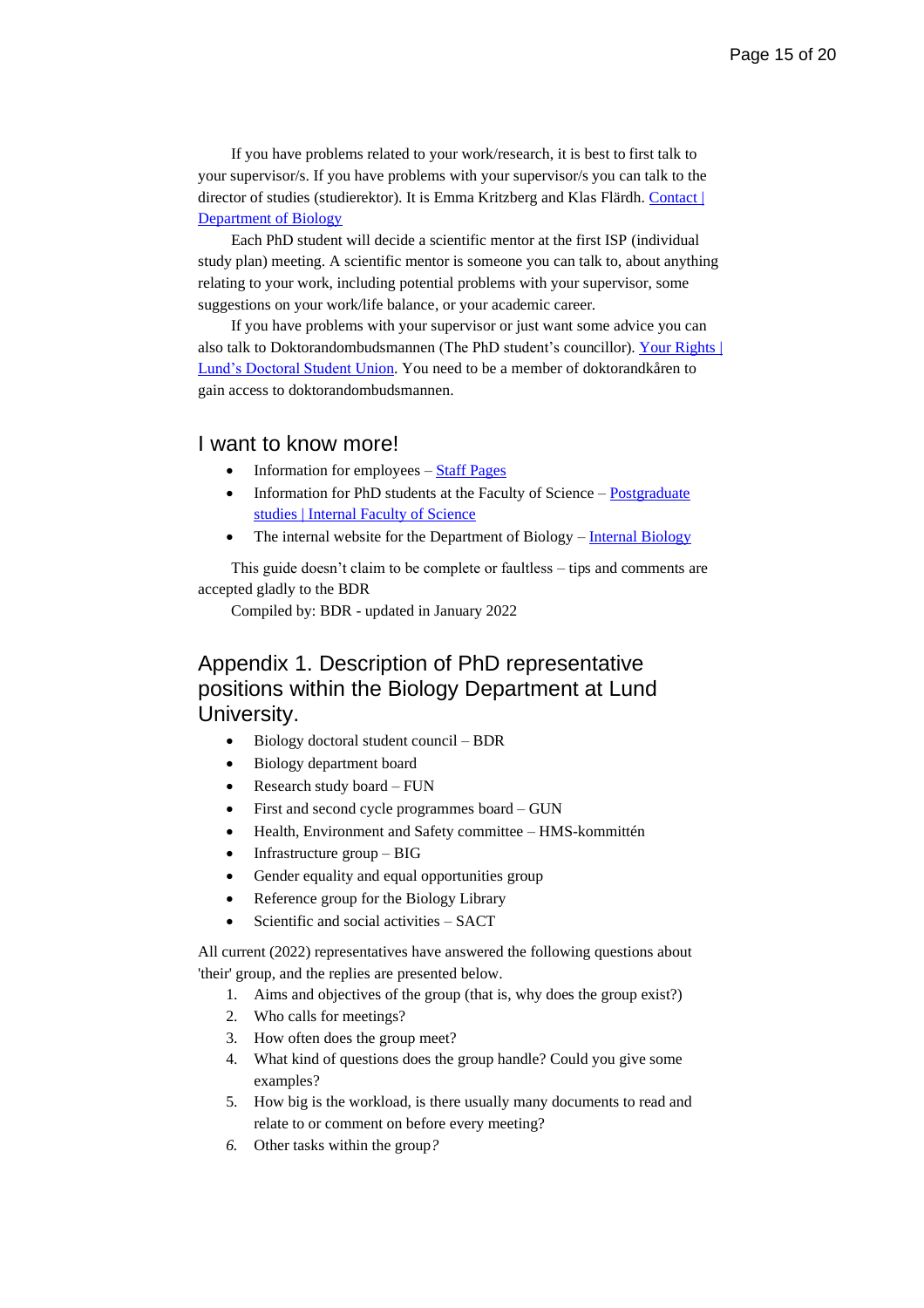If you have problems related to your work/research, it is best to first talk to your supervisor/s. If you have problems with your supervisor/s you can talk to the director of studies (studierektor). It is Emma Kritzberg and Klas Flärdh. [Contact | Department of Biology]

Each PhD student will decide a scientific mentor at the first ISP (individual study plan) meeting. A scientific mentor is someone you can talk to, about anything relating to your work, including potential problems with your supervisor, some suggestions on your work/life balance, or your academic career.

If you have problems with your supervisor or just want some advice you can also talk to Doktorandombudsmannen (The PhD student's councillor). [Your Rights | Lund's Doctoral Student Union]. You need to be a member of doktorandkåren to gain access to doktorandombudsmannen.

## I want to know more!

- Information for employees – [Staff Pages]
- Information for PhD students at the Faculty of Science – [Postgraduate studies | Internal Faculty of Science]
- The internal website for the Department of Biology – [Internal Biology]

This guide doesn't claim to be complete or faultless – tips and comments are accepted gladly to the BDR

Compiled by: BDR - updated in January 2022

## Appendix 1. Description of PhD representative positions within the Biology Department at Lund University.

- Biology doctoral student council – BDR
- Biology department board
- Research study board – FUN
- First and second cycle programmes board – GUN
- Health, Environment and Safety committee – HMS-kommittén
- Infrastructure group – BIG
- Gender equality and equal opportunities group
- Reference group for the Biology Library
- Scientific and social activities – SACT

All current (2022) representatives have answered the following questions about 'their' group, and the replies are presented below.

1. Aims and objectives of the group (that is, why does the group exist?)
2. Who calls for meetings?
3. How often does the group meet?
4. What kind of questions does the group handle? Could you give some examples?
5. How big is the workload, is there usually many documents to read and relate to or comment on before every meeting?
6. Other tasks within the group?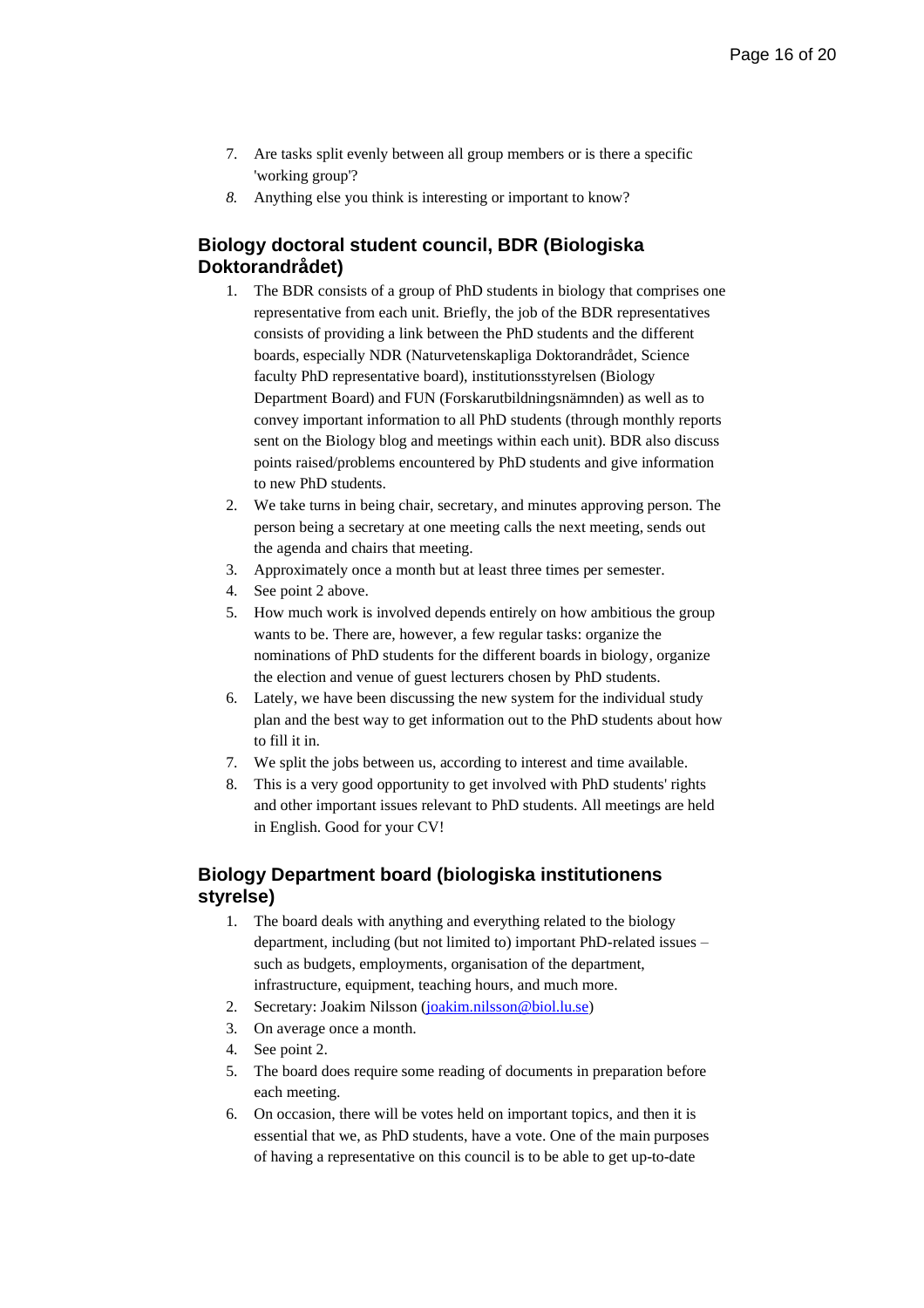7. Are tasks split evenly between all group members or is there a specific 'working group'?
8. Anything else you think is interesting or important to know?

## Biology doctoral student council, BDR (Biologiska Doktorandrådet)

1. The BDR consists of a group of PhD students in biology that comprises one representative from each unit. Briefly, the job of the BDR representatives consists of providing a link between the PhD students and the different boards, especially NDR (Naturvetenskapliga Doktorandrådet, Science faculty PhD representative board), institutionsstyrelsen (Biology Department Board) and FUN (Forskarutbildningsnämnden) as well as to convey important information to all PhD students (through monthly reports sent on the Biology blog and meetings within each unit). BDR also discuss points raised/problems encountered by PhD students and give information to new PhD students.
2. We take turns in being chair, secretary, and minutes approving person. The person being a secretary at one meeting calls the next meeting, sends out the agenda and chairs that meeting.
3. Approximately once a month but at least three times per semester.
4. See point 2 above.
5. How much work is involved depends entirely on how ambitious the group wants to be. There are, however, a few regular tasks: organize the nominations of PhD students for the different boards in biology, organize the election and venue of guest lecturers chosen by PhD students.
6. Lately, we have been discussing the new system for the individual study plan and the best way to get information out to the PhD students about how to fill it in.
7. We split the jobs between us, according to interest and time available.
8. This is a very good opportunity to get involved with PhD students' rights and other important issues relevant to PhD students. All meetings are held in English. Good for your CV!

## Biology Department board (biologiska institutionens styrelse)

1. The board deals with anything and everything related to the biology department, including (but not limited to) important PhD-related issues – such as budgets, employments, organisation of the department, infrastructure, equipment, teaching hours, and much more.
2. Secretary: Joakim Nilsson (joakim.nilsson@biol.lu.se)
3. On average once a month.
4. See point 2.
5. The board does require some reading of documents in preparation before each meeting.
6. On occasion, there will be votes held on important topics, and then it is essential that we, as PhD students, have a vote. One of the main purposes of having a representative on this council is to be able to get up-to-date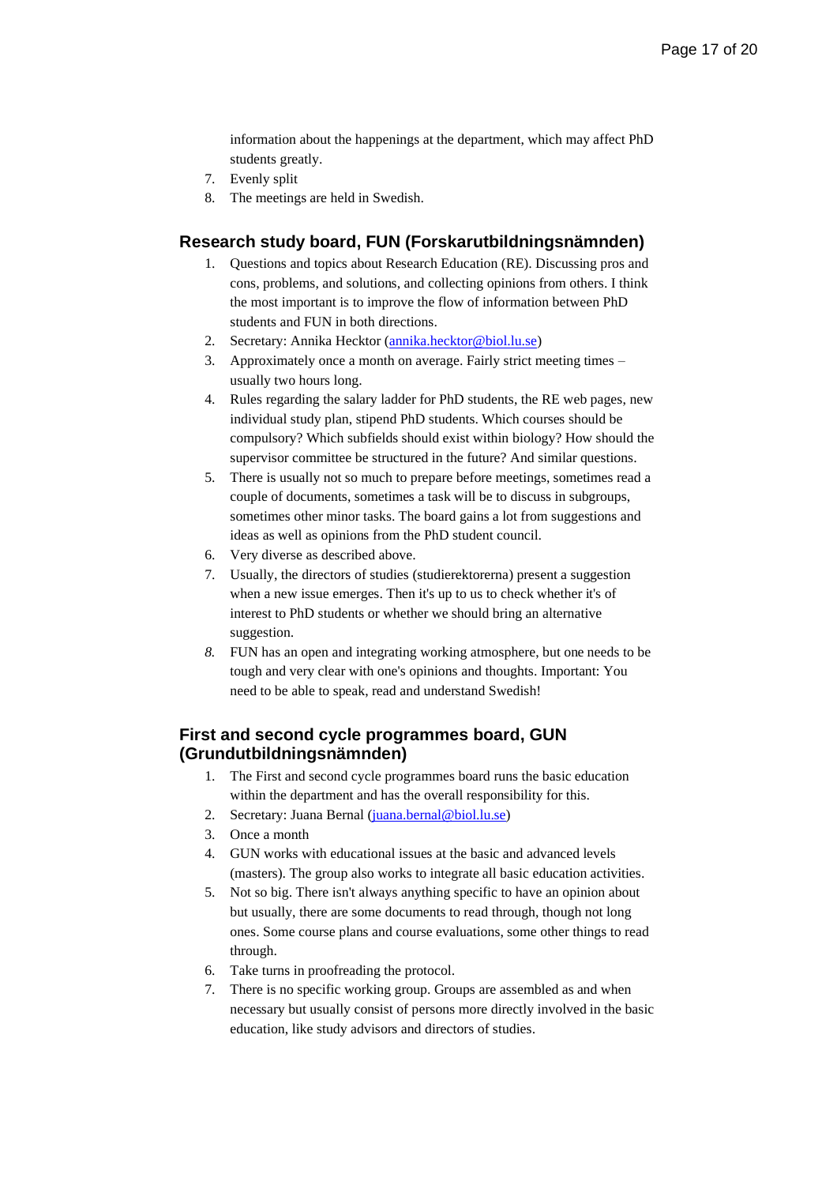information about the happenings at the department, which may affect PhD students greatly.

7. Evenly split
8. The meetings are held in Swedish.

## Research study board, FUN (Forskarutbildningsnämnden)

1. Questions and topics about Research Education (RE). Discussing pros and cons, problems, and solutions, and collecting opinions from others. I think the most important is to improve the flow of information between PhD students and FUN in both directions.
2. Secretary: Annika Hecktor (annika.hecktor@biol.lu.se)
3. Approximately once a month on average. Fairly strict meeting times – usually two hours long.
4. Rules regarding the salary ladder for PhD students, the RE web pages, new individual study plan, stipend PhD students. Which courses should be compulsory? Which subfields should exist within biology? How should the supervisor committee be structured in the future? And similar questions.
5. There is usually not so much to prepare before meetings, sometimes read a couple of documents, sometimes a task will be to discuss in subgroups, sometimes other minor tasks. The board gains a lot from suggestions and ideas as well as opinions from the PhD student council.
6. Very diverse as described above.
7. Usually, the directors of studies (studierektorerna) present a suggestion when a new issue emerges. Then it's up to us to check whether it's of interest to PhD students or whether we should bring an alternative suggestion.
8. FUN has an open and integrating working atmosphere, but one needs to be tough and very clear with one's opinions and thoughts. Important: You need to be able to speak, read and understand Swedish!

## First and second cycle programmes board, GUN (Grundutbildningsnämnden)

1. The First and second cycle programmes board runs the basic education within the department and has the overall responsibility for this.
2. Secretary: Juana Bernal (juana.bernal@biol.lu.se)
3. Once a month
4. GUN works with educational issues at the basic and advanced levels (masters). The group also works to integrate all basic education activities.
5. Not so big. There isn't always anything specific to have an opinion about but usually, there are some documents to read through, though not long ones. Some course plans and course evaluations, some other things to read through.
6. Take turns in proofreading the protocol.
7. There is no specific working group. Groups are assembled as and when necessary but usually consist of persons more directly involved in the basic education, like study advisors and directors of studies.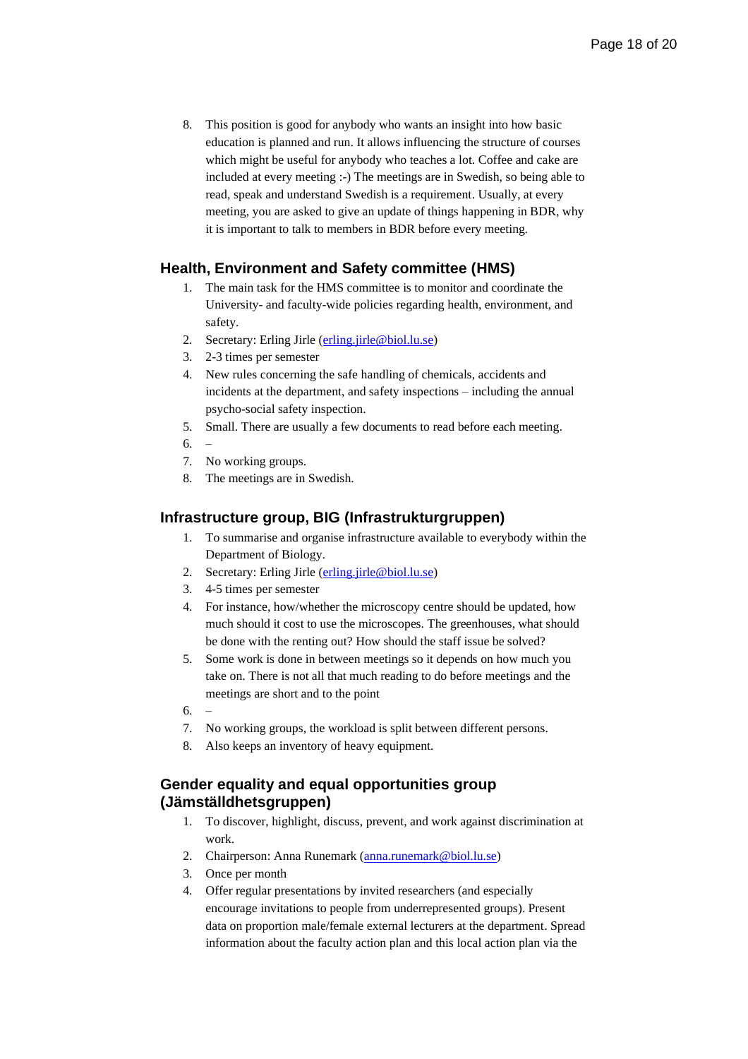8. This position is good for anybody who wants an insight into how basic education is planned and run. It allows influencing the structure of courses which might be useful for anybody who teaches a lot. Coffee and cake are included at every meeting :-) The meetings are in Swedish, so being able to read, speak and understand Swedish is a requirement. Usually, at every meeting, you are asked to give an update of things happening in BDR, why it is important to talk to members in BDR before every meeting.

## Health, Environment and Safety committee (HMS)

1. The main task for the HMS committee is to monitor and coordinate the University- and faculty-wide policies regarding health, environment, and safety.
2. Secretary: Erling Jirle (erling.jirle@biol.lu.se)
3. 2-3 times per semester
4. New rules concerning the safe handling of chemicals, accidents and incidents at the department, and safety inspections – including the annual psycho-social safety inspection.
5. Small. There are usually a few documents to read before each meeting.
6. –
7. No working groups.
8. The meetings are in Swedish.

## Infrastructure group, BIG (Infrastrukturgruppen)

1. To summarise and organise infrastructure available to everybody within the Department of Biology.
2. Secretary: Erling Jirle (erling.jirle@biol.lu.se)
3. 4-5 times per semester
4. For instance, how/whether the microscopy centre should be updated, how much should it cost to use the microscopes. The greenhouses, what should be done with the renting out? How should the staff issue be solved?
5. Some work is done in between meetings so it depends on how much you take on. There is not all that much reading to do before meetings and the meetings are short and to the point
6. –
7. No working groups, the workload is split between different persons.
8. Also keeps an inventory of heavy equipment.

## Gender equality and equal opportunities group (Jämställdhetsgruppen)

1. To discover, highlight, discuss, prevent, and work against discrimination at work.
2. Chairperson: Anna Runemark (anna.runemark@biol.lu.se)
3. Once per month
4. Offer regular presentations by invited researchers (and especially encourage invitations to people from underrepresented groups). Present data on proportion male/female external lecturers at the department. Spread information about the faculty action plan and this local action plan via the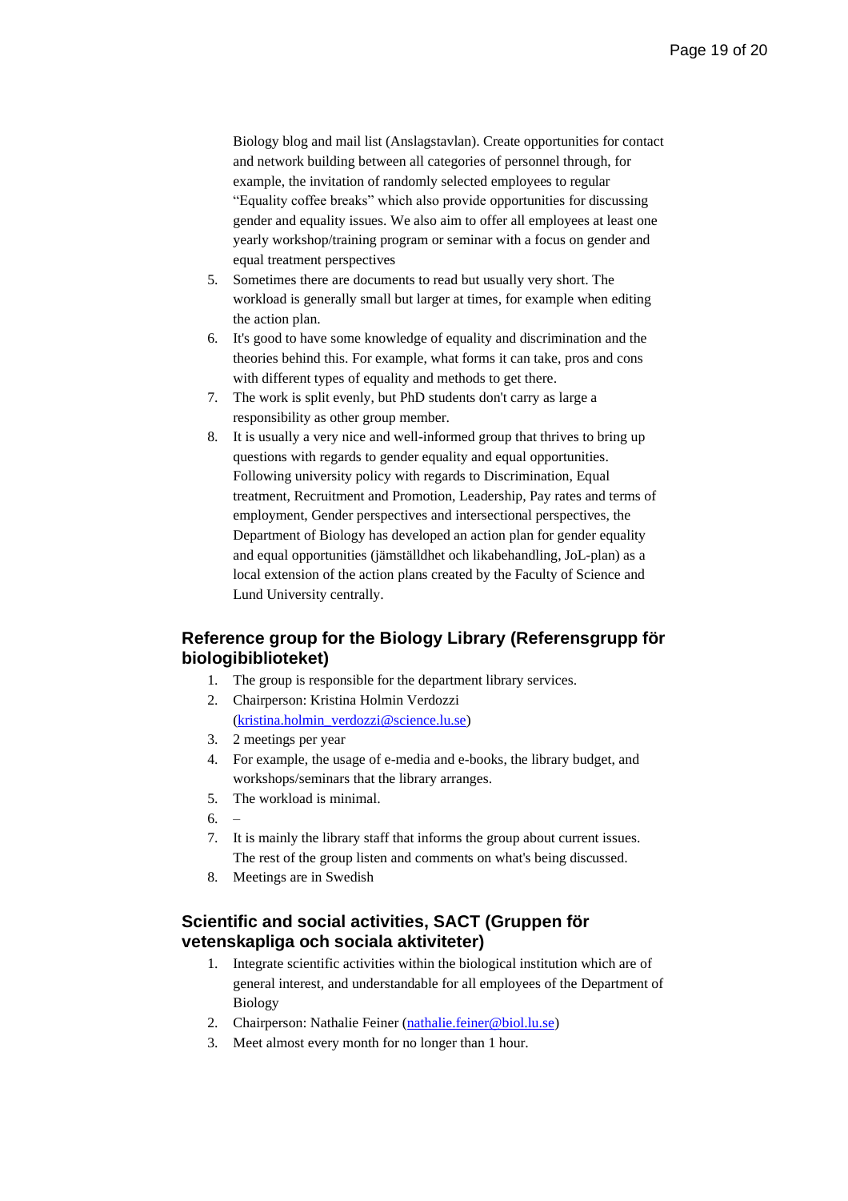Biology blog and mail list (Anslagstavlan). Create opportunities for contact and network building between all categories of personnel through, for example, the invitation of randomly selected employees to regular "Equality coffee breaks" which also provide opportunities for discussing gender and equality issues. We also aim to offer all employees at least one yearly workshop/training program or seminar with a focus on gender and equal treatment perspectives

5. Sometimes there are documents to read but usually very short. The workload is generally small but larger at times, for example when editing the action plan.
6. It's good to have some knowledge of equality and discrimination and the theories behind this. For example, what forms it can take, pros and cons with different types of equality and methods to get there.
7. The work is split evenly, but PhD students don't carry as large a responsibility as other group member.
8. It is usually a very nice and well-informed group that thrives to bring up questions with regards to gender equality and equal opportunities. Following university policy with regards to Discrimination, Equal treatment, Recruitment and Promotion, Leadership, Pay rates and terms of employment, Gender perspectives and intersectional perspectives, the Department of Biology has developed an action plan for gender equality and equal opportunities (jämställdhet och likabehandling, JoL-plan) as a local extension of the action plans created by the Faculty of Science and Lund University centrally.

## Reference group for the Biology Library (Referensgrupp för biologibiblioteket)

1. The group is responsible for the department library services.
2. Chairperson: Kristina Holmin Verdozzi (kristina.holmin_verdozzi@science.lu.se)
3. 2 meetings per year
4. For example, the usage of e-media and e-books, the library budget, and workshops/seminars that the library arranges.
5. The workload is minimal.
6. –
7. It is mainly the library staff that informs the group about current issues. The rest of the group listen and comments on what's being discussed.
8. Meetings are in Swedish

## Scientific and social activities, SACT (Gruppen för vetenskapliga och sociala aktiviteter)

1. Integrate scientific activities within the biological institution which are of general interest, and understandable for all employees of the Department of Biology
2. Chairperson: Nathalie Feiner (nathalie.feiner@biol.lu.se)
3. Meet almost every month for no longer than 1 hour.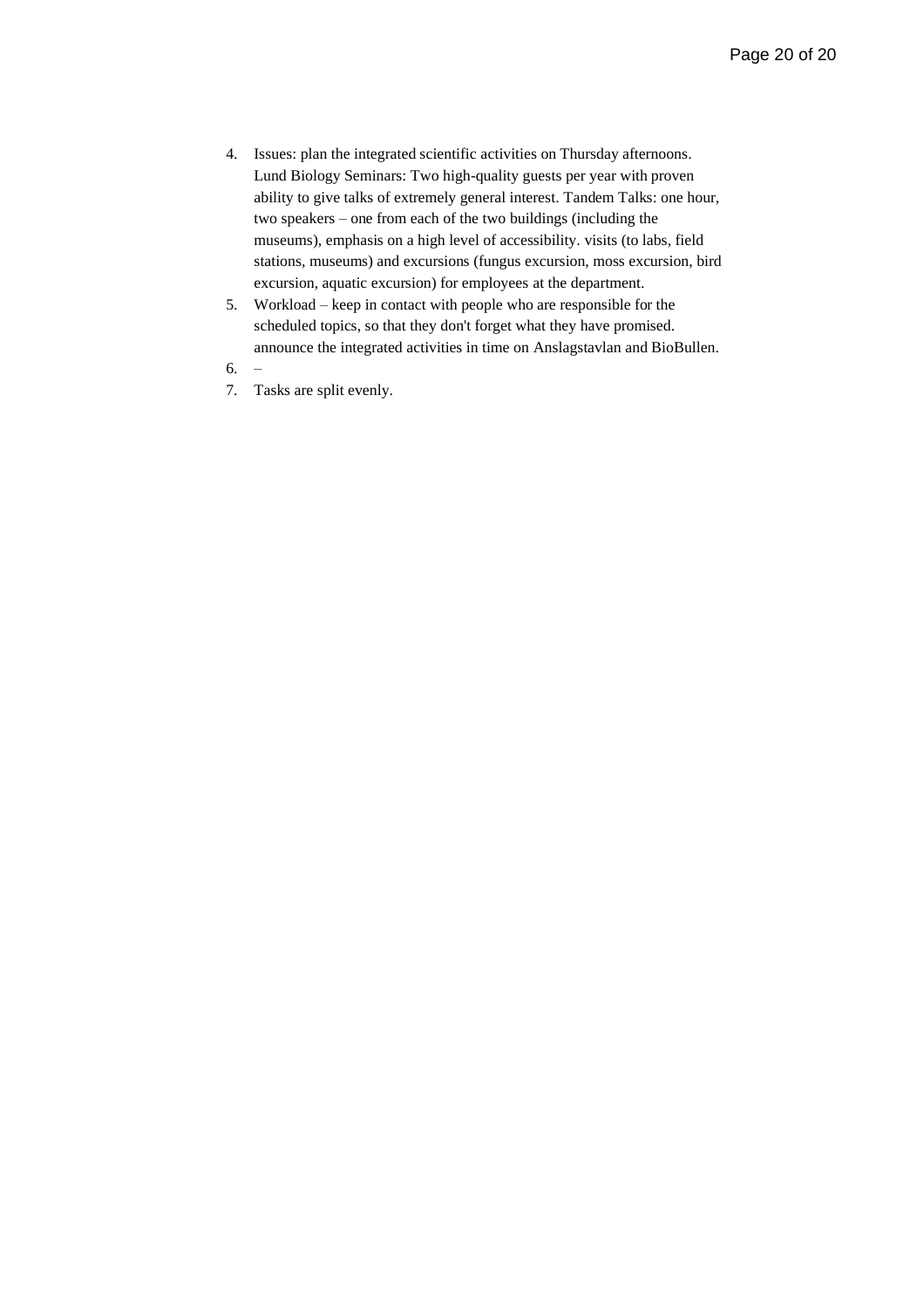4. Issues: plan the integrated scientific activities on Thursday afternoons. Lund Biology Seminars: Two high-quality guests per year with proven ability to give talks of extremely general interest. Tandem Talks: one hour, two speakers – one from each of the two buildings (including the museums), emphasis on a high level of accessibility. visits (to labs, field stations, museums) and excursions (fungus excursion, moss excursion, bird excursion, aquatic excursion) for employees at the department.
5. Workload – keep in contact with people who are responsible for the scheduled topics, so that they don't forget what they have promised. announce the integrated activities in time on Anslagstavlan and BioBullen.
6. –
7. Tasks are split evenly.